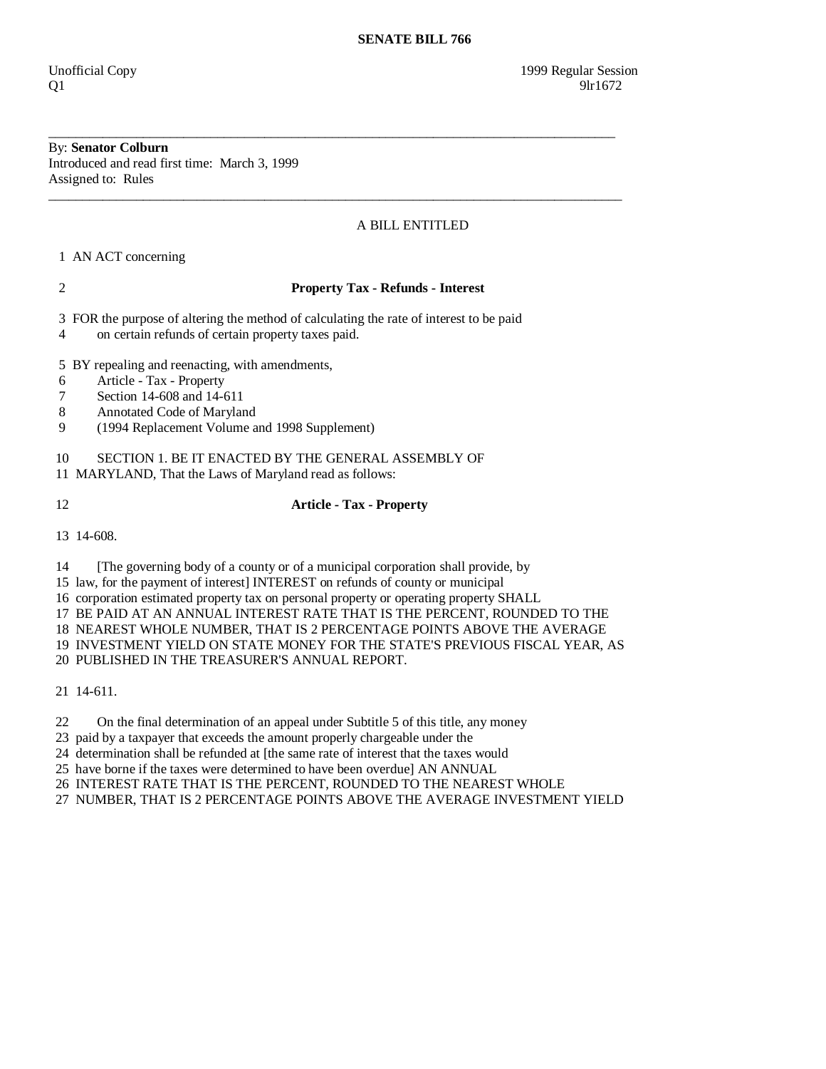**SENATE BILL 766**

Unofficial Copy 1999 Regular Session
Q1 9lr1672

---

By: **Senator Colburn**
Introduced and read first time: March 3, 1999
Assigned to: Rules

---

A BILL ENTITLED

1 AN ACT concerning

2 **Property Tax - Refunds - Interest**

3 FOR the purpose of altering the method of calculating the rate of interest to be paid
4 on certain refunds of certain property taxes paid.

5 BY repealing and reenacting, with amendments,
6 Article - Tax - Property
7 Section 14-608 and 14-611
8 Annotated Code of Maryland
9 (1994 Replacement Volume and 1998 Supplement)

10 SECTION 1. BE IT ENACTED BY THE GENERAL ASSEMBLY OF
11 MARYLAND, That the Laws of Maryland read as follows:

12 **Article - Tax - Property**

13 14-608.

14 [The governing body of a county or of a municipal corporation shall provide, by
15 law, for the payment of interest] INTEREST on refunds of county or municipal
16 corporation estimated property tax on personal property or operating property SHALL
17 BE PAID AT AN ANNUAL INTEREST RATE THAT IS THE PERCENT, ROUNDED TO THE
18 NEAREST WHOLE NUMBER, THAT IS 2 PERCENTAGE POINTS ABOVE THE AVERAGE
19 INVESTMENT YIELD ON STATE MONEY FOR THE STATE'S PREVIOUS FISCAL YEAR, AS
20 PUBLISHED IN THE TREASURER'S ANNUAL REPORT.

21 14-611.

22 On the final determination of an appeal under Subtitle 5 of this title, any money
23 paid by a taxpayer that exceeds the amount properly chargeable under the
24 determination shall be refunded at [the same rate of interest that the taxes would
25 have borne if the taxes were determined to have been overdue] AN ANNUAL
26 INTEREST RATE THAT IS THE PERCENT, ROUNDED TO THE NEAREST WHOLE
27 NUMBER, THAT IS 2 PERCENTAGE POINTS ABOVE THE AVERAGE INVESTMENT YIELD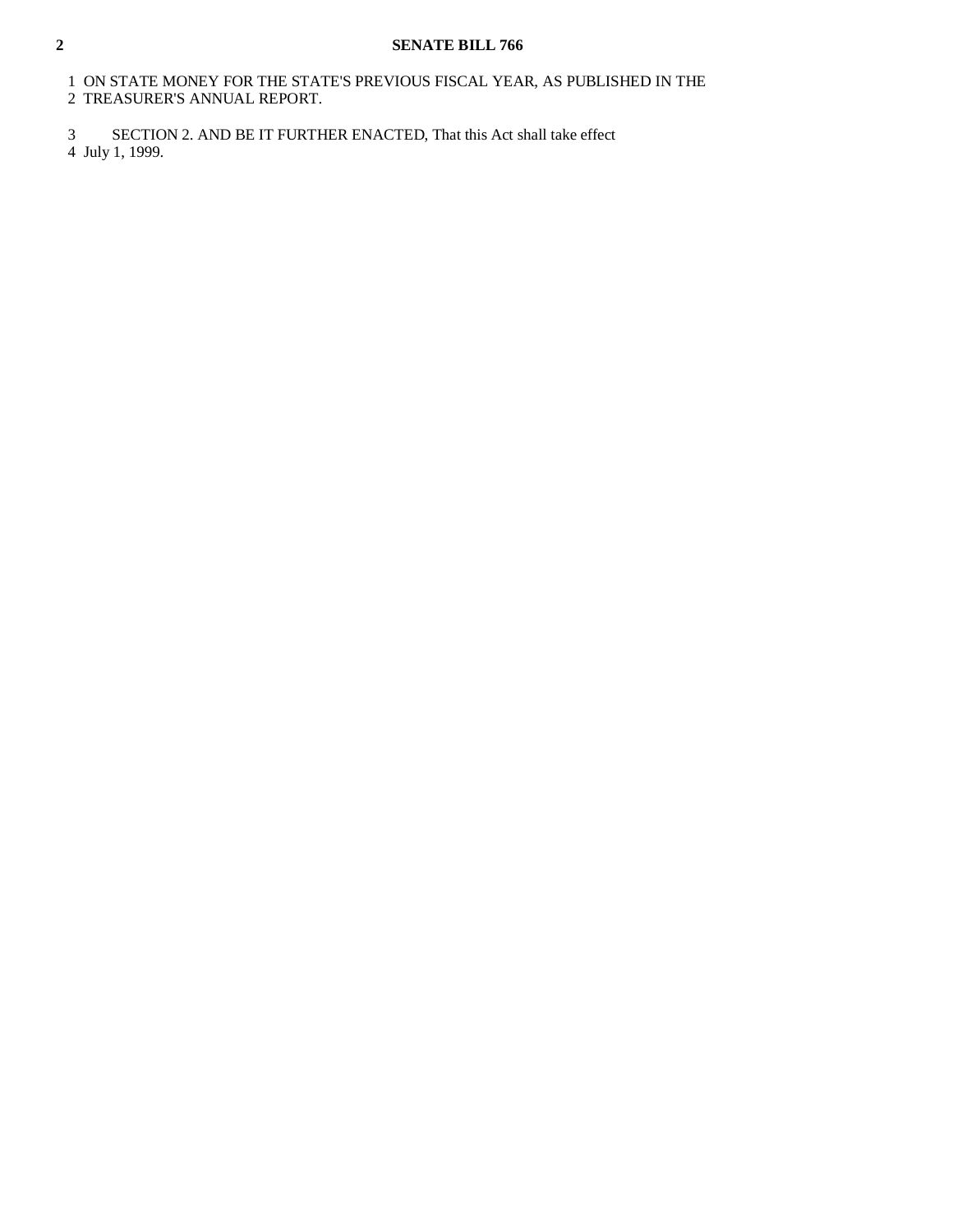ON STATE MONEY FOR THE STATE'S PREVIOUS FISCAL YEAR, AS PUBLISHED IN THE TREASURER'S ANNUAL REPORT.

SECTION 2. AND BE IT FURTHER ENACTED, That this Act shall take effect July 1, 1999.